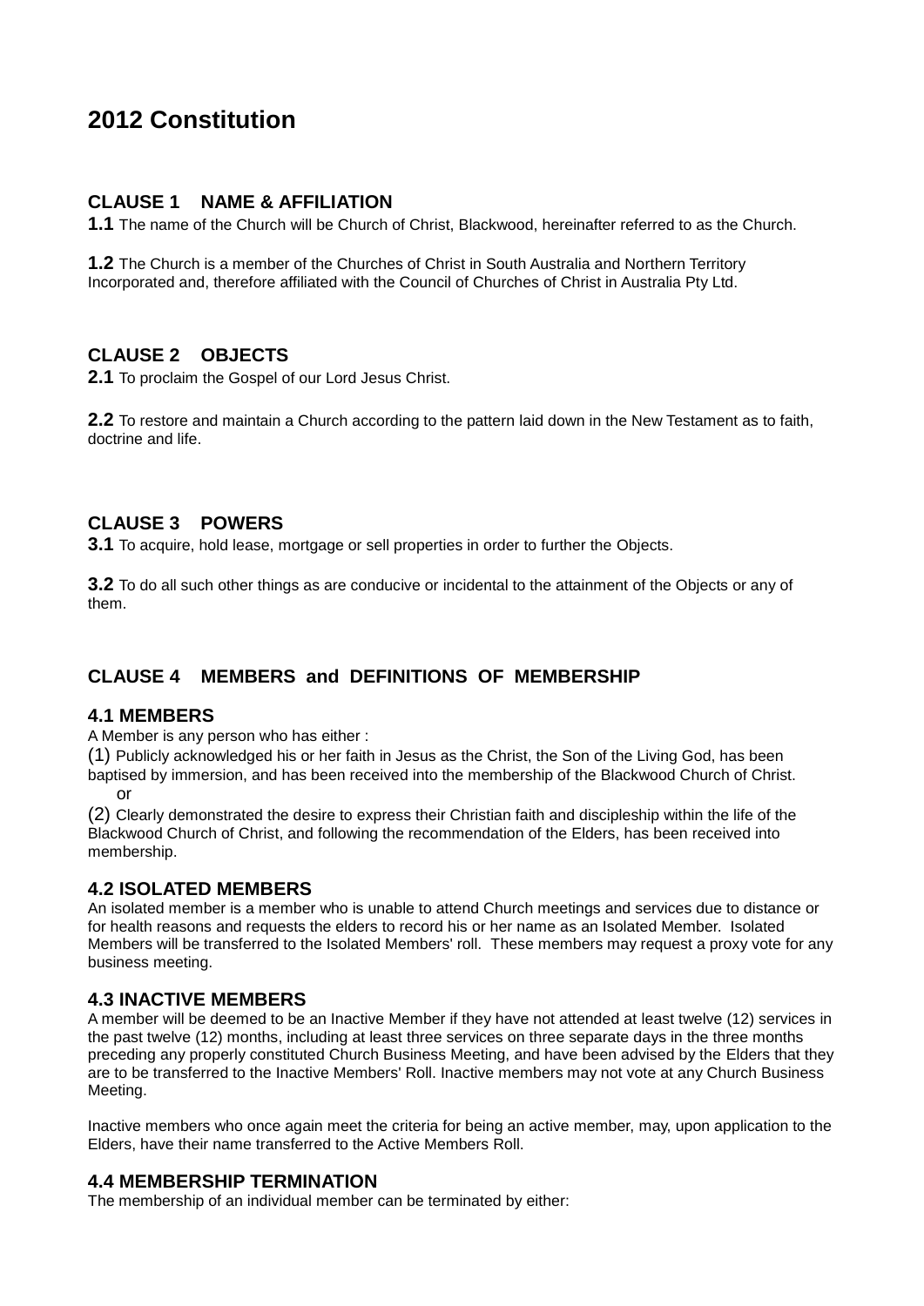# 2012 Constitution

## CLAUSE 1 NAME & AFFILIATION

**1.1** The name of the Church will be Church of Christ, Blackwood, hereinafter referred to as the Church.

**1.2** The Church is a member of the Churches of Christ in South Australia and Northern Territory Incorporated and, therefore affiliated with the Council of Churches of Christ in Australia Pty Ltd.

## CLAUSE 2 OBJECTS

**2.1** To proclaim the Gospel of our Lord Jesus Christ.

**2.2** To restore and maintain a Church according to the pattern laid down in the New Testament as to faith, doctrine and life.

## CLAUSE 3 POWERS

**3.1** To acquire, hold lease, mortgage or sell properties in order to further the Objects.

**3.2** To do all such other things as are conducive or incidental to the attainment of the Objects or any of them.

## CLAUSE 4 MEMBERS and DEFINITIONS OF MEMBERSHIP

### 4.1 MEMBERS

A Member is any person who has either :

(1) Publicly acknowledged his or her faith in Jesus as the Christ, the Son of the Living God, has been baptised by immersion, and has been received into the membership of the Blackwood Church of Christ.

or

(2) Clearly demonstrated the desire to express their Christian faith and discipleship within the life of the Blackwood Church of Christ, and following the recommendation of the Elders, has been received into membership.

### 4.2 ISOLATED MEMBERS

An isolated member is a member who is unable to attend Church meetings and services due to distance or for health reasons and requests the elders to record his or her name as an Isolated Member. Isolated Members will be transferred to the Isolated Members' roll. These members may request a proxy vote for any business meeting.

### 4.3 INACTIVE MEMBERS

A member will be deemed to be an Inactive Member if they have not attended at least twelve (12) services in the past twelve (12) months, including at least three services on three separate days in the three months preceding any properly constituted Church Business Meeting, and have been advised by the Elders that they are to be transferred to the Inactive Members' Roll. Inactive members may not vote at any Church Business Meeting.

Inactive members who once again meet the criteria for being an active member, may, upon application to the Elders, have their name transferred to the Active Members Roll.

### 4.4 MEMBERSHIP TERMINATION

The membership of an individual member can be terminated by either: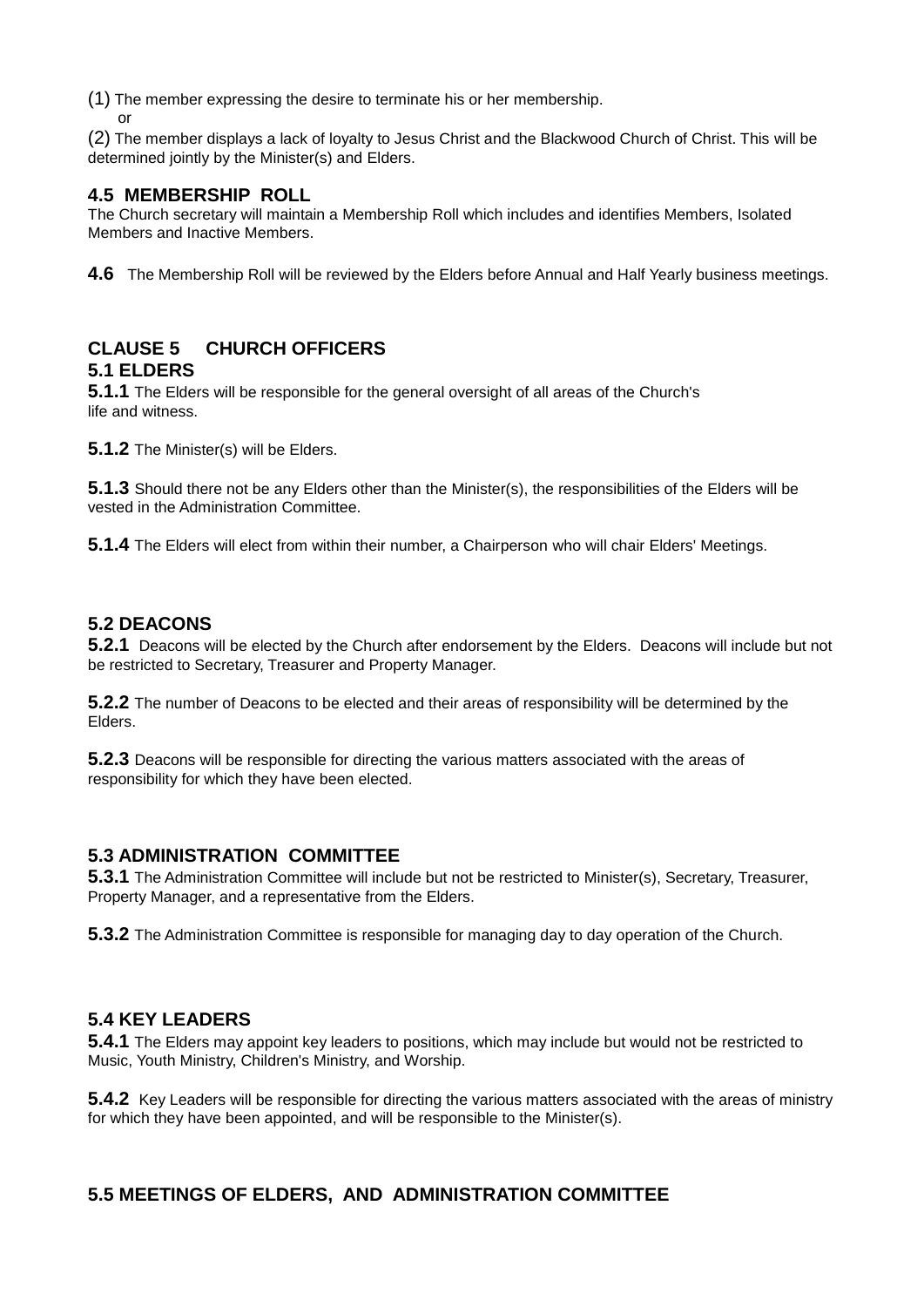(1) The member expressing the desire to terminate his or her membership.
or

(2) The member displays a lack of loyalty to Jesus Christ and the Blackwood Church of Christ. This will be determined jointly by the Minister(s) and Elders.

### 4.5 MEMBERSHIP ROLL

The Church secretary will maintain a Membership Roll which includes and identifies Members, Isolated Members and Inactive Members.

**4.6** The Membership Roll will be reviewed by the Elders before Annual and Half Yearly business meetings.

## CLAUSE 5 CHURCH OFFICERS

### 5.1 ELDERS

**5.1.1** The Elders will be responsible for the general oversight of all areas of the Church's life and witness.

**5.1.2** The Minister(s) will be Elders.

**5.1.3** Should there not be any Elders other than the Minister(s), the responsibilities of the Elders will be vested in the Administration Committee.

**5.1.4** The Elders will elect from within their number, a Chairperson who will chair Elders' Meetings.

### 5.2 DEACONS

**5.2.1** Deacons will be elected by the Church after endorsement by the Elders. Deacons will include but not be restricted to Secretary, Treasurer and Property Manager.

**5.2.2** The number of Deacons to be elected and their areas of responsibility will be determined by the Elders.

**5.2.3** Deacons will be responsible for directing the various matters associated with the areas of responsibility for which they have been elected.

### 5.3 ADMINISTRATION COMMITTEE

**5.3.1** The Administration Committee will include but not be restricted to Minister(s), Secretary, Treasurer, Property Manager, and a representative from the Elders.

**5.3.2** The Administration Committee is responsible for managing day to day operation of the Church.

### 5.4 KEY LEADERS

**5.4.1** The Elders may appoint key leaders to positions, which may include but would not be restricted to Music, Youth Ministry, Children's Ministry, and Worship.

**5.4.2** Key Leaders will be responsible for directing the various matters associated with the areas of ministry for which they have been appointed, and will be responsible to the Minister(s).

### 5.5 MEETINGS OF ELDERS, AND ADMINISTRATION COMMITTEE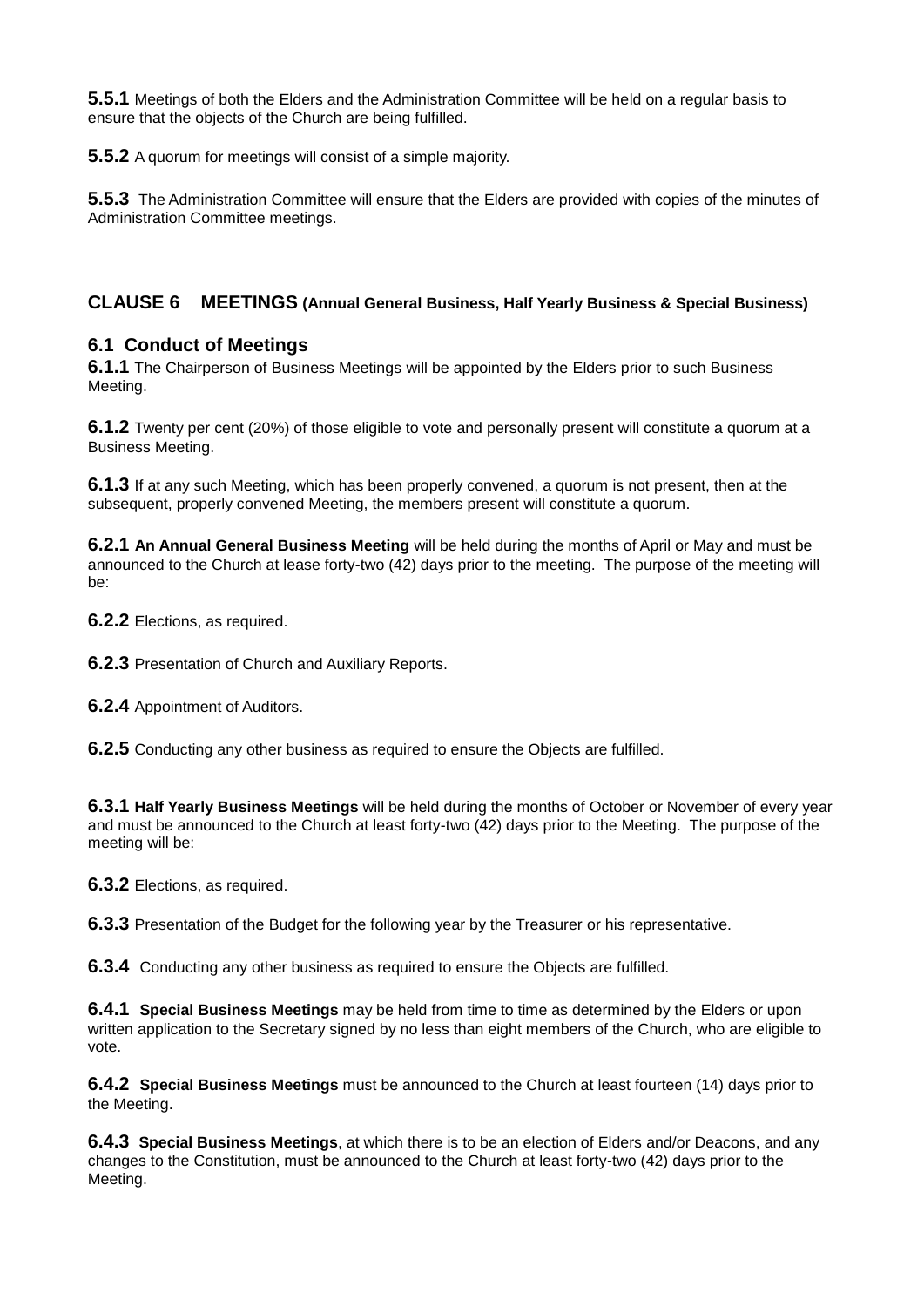**5.5.1** Meetings of both the Elders and the Administration Committee will be held on a regular basis to ensure that the objects of the Church are being fulfilled.

**5.5.2** A quorum for meetings will consist of a simple majority.

**5.5.3** The Administration Committee will ensure that the Elders are provided with copies of the minutes of Administration Committee meetings.

## CLAUSE 6 MEETINGS (Annual General Business, Half Yearly Business & Special Business)

### 6.1 Conduct of Meetings

**6.1.1** The Chairperson of Business Meetings will be appointed by the Elders prior to such Business Meeting.

**6.1.2** Twenty per cent (20%) of those eligible to vote and personally present will constitute a quorum at a Business Meeting.

**6.1.3** If at any such Meeting, which has been properly convened, a quorum is not present, then at the subsequent, properly convened Meeting, the members present will constitute a quorum.

**6.2.1 An Annual General Business Meeting** will be held during the months of April or May and must be announced to the Church at lease forty-two (42) days prior to the meeting. The purpose of the meeting will be:

**6.2.2** Elections, as required.

**6.2.3** Presentation of Church and Auxiliary Reports.

**6.2.4** Appointment of Auditors.

**6.2.5** Conducting any other business as required to ensure the Objects are fulfilled.

**6.3.1 Half Yearly Business Meetings** will be held during the months of October or November of every year and must be announced to the Church at least forty-two (42) days prior to the Meeting. The purpose of the meeting will be:

**6.3.2** Elections, as required.

**6.3.3** Presentation of the Budget for the following year by the Treasurer or his representative.

**6.3.4** Conducting any other business as required to ensure the Objects are fulfilled.

**6.4.1 Special Business Meetings** may be held from time to time as determined by the Elders or upon written application to the Secretary signed by no less than eight members of the Church, who are eligible to vote.

**6.4.2 Special Business Meetings** must be announced to the Church at least fourteen (14) days prior to the Meeting.

**6.4.3 Special Business Meetings**, at which there is to be an election of Elders and/or Deacons, and any changes to the Constitution, must be announced to the Church at least forty-two (42) days prior to the Meeting.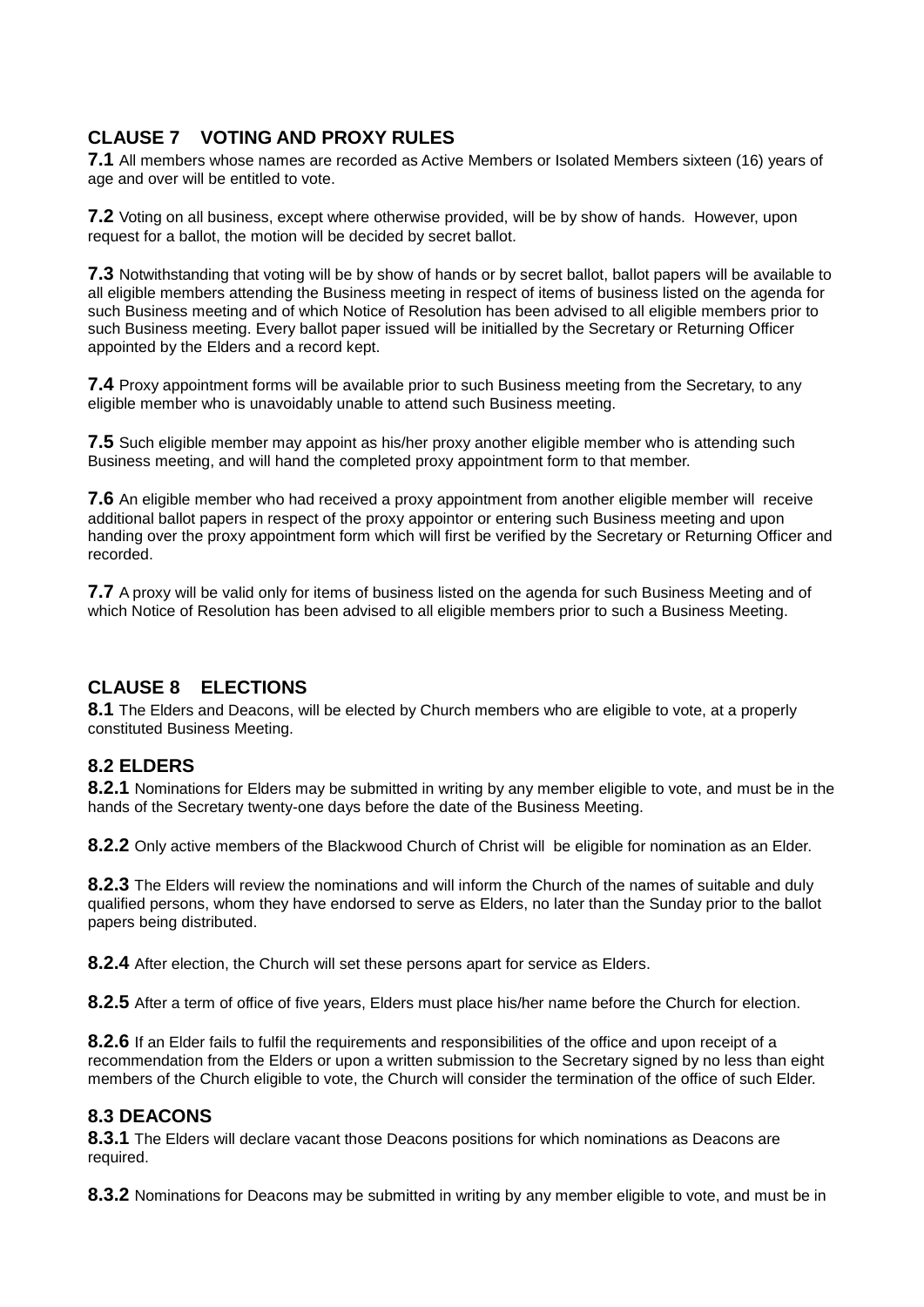## CLAUSE 7 VOTING AND PROXY RULES

**7.1** All members whose names are recorded as Active Members or Isolated Members sixteen (16) years of age and over will be entitled to vote.

**7.2** Voting on all business, except where otherwise provided, will be by show of hands. However, upon request for a ballot, the motion will be decided by secret ballot.

**7.3** Notwithstanding that voting will be by show of hands or by secret ballot, ballot papers will be available to all eligible members attending the Business meeting in respect of items of business listed on the agenda for such Business meeting and of which Notice of Resolution has been advised to all eligible members prior to such Business meeting. Every ballot paper issued will be initialled by the Secretary or Returning Officer appointed by the Elders and a record kept.

**7.4** Proxy appointment forms will be available prior to such Business meeting from the Secretary, to any eligible member who is unavoidably unable to attend such Business meeting.

**7.5** Such eligible member may appoint as his/her proxy another eligible member who is attending such Business meeting, and will hand the completed proxy appointment form to that member.

**7.6** An eligible member who had received a proxy appointment from another eligible member will receive additional ballot papers in respect of the proxy appointor or entering such Business meeting and upon handing over the proxy appointment form which will first be verified by the Secretary or Returning Officer and recorded.

**7.7** A proxy will be valid only for items of business listed on the agenda for such Business Meeting and of which Notice of Resolution has been advised to all eligible members prior to such a Business Meeting.

## CLAUSE 8 ELECTIONS

**8.1** The Elders and Deacons, will be elected by Church members who are eligible to vote, at a properly constituted Business Meeting.

### 8.2 ELDERS

**8.2.1** Nominations for Elders may be submitted in writing by any member eligible to vote, and must be in the hands of the Secretary twenty-one days before the date of the Business Meeting.

**8.2.2** Only active members of the Blackwood Church of Christ will be eligible for nomination as an Elder.

**8.2.3** The Elders will review the nominations and will inform the Church of the names of suitable and duly qualified persons, whom they have endorsed to serve as Elders, no later than the Sunday prior to the ballot papers being distributed.

**8.2.4** After election, the Church will set these persons apart for service as Elders.

**8.2.5** After a term of office of five years, Elders must place his/her name before the Church for election.

**8.2.6** If an Elder fails to fulfil the requirements and responsibilities of the office and upon receipt of a recommendation from the Elders or upon a written submission to the Secretary signed by no less than eight members of the Church eligible to vote, the Church will consider the termination of the office of such Elder.

### 8.3 DEACONS

**8.3.1** The Elders will declare vacant those Deacons positions for which nominations as Deacons are required.

**8.3.2** Nominations for Deacons may be submitted in writing by any member eligible to vote, and must be in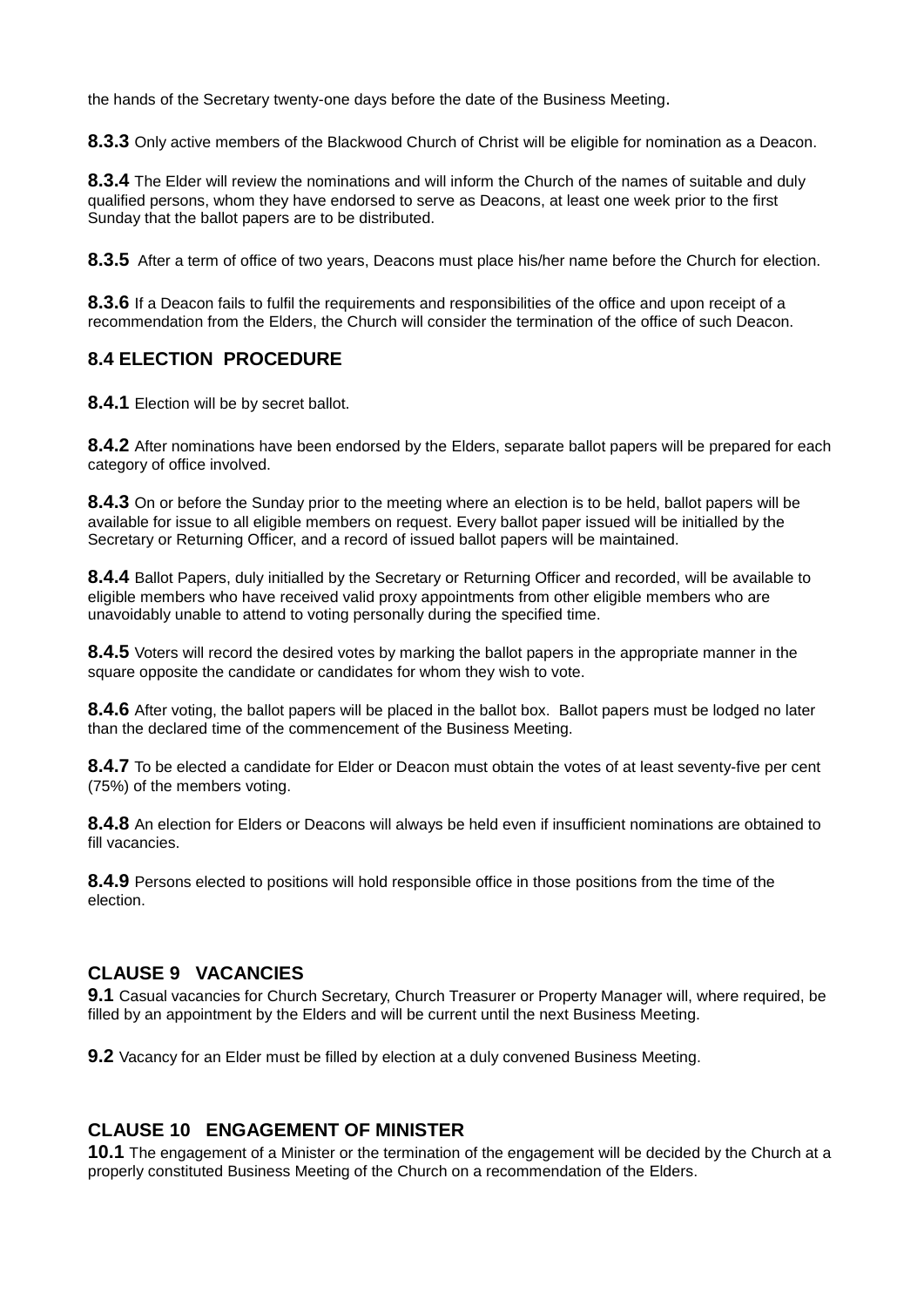the hands of the Secretary twenty-one days before the date of the Business Meeting.

**8.3.3** Only active members of the Blackwood Church of Christ will be eligible for nomination as a Deacon.

**8.3.4** The Elder will review the nominations and will inform the Church of the names of suitable and duly qualified persons, whom they have endorsed to serve as Deacons, at least one week prior to the first Sunday that the ballot papers are to be distributed.

**8.3.5** After a term of office of two years, Deacons must place his/her name before the Church for election.

**8.3.6** If a Deacon fails to fulfil the requirements and responsibilities of the office and upon receipt of a recommendation from the Elders, the Church will consider the termination of the office of such Deacon.

### 8.4 ELECTION PROCEDURE

**8.4.1** Election will be by secret ballot.

**8.4.2** After nominations have been endorsed by the Elders, separate ballot papers will be prepared for each category of office involved.

**8.4.3** On or before the Sunday prior to the meeting where an election is to be held, ballot papers will be available for issue to all eligible members on request. Every ballot paper issued will be initialled by the Secretary or Returning Officer, and a record of issued ballot papers will be maintained.

**8.4.4** Ballot Papers, duly initialled by the Secretary or Returning Officer and recorded, will be available to eligible members who have received valid proxy appointments from other eligible members who are unavoidably unable to attend to voting personally during the specified time.

**8.4.5** Voters will record the desired votes by marking the ballot papers in the appropriate manner in the square opposite the candidate or candidates for whom they wish to vote.

**8.4.6** After voting, the ballot papers will be placed in the ballot box. Ballot papers must be lodged no later than the declared time of the commencement of the Business Meeting.

**8.4.7** To be elected a candidate for Elder or Deacon must obtain the votes of at least seventy-five per cent (75%) of the members voting.

**8.4.8** An election for Elders or Deacons will always be held even if insufficient nominations are obtained to fill vacancies.

**8.4.9** Persons elected to positions will hold responsible office in those positions from the time of the election.

## CLAUSE 9 VACANCIES

**9.1** Casual vacancies for Church Secretary, Church Treasurer or Property Manager will, where required, be filled by an appointment by the Elders and will be current until the next Business Meeting.

**9.2** Vacancy for an Elder must be filled by election at a duly convened Business Meeting.

## CLAUSE 10 ENGAGEMENT OF MINISTER

**10.1** The engagement of a Minister or the termination of the engagement will be decided by the Church at a properly constituted Business Meeting of the Church on a recommendation of the Elders.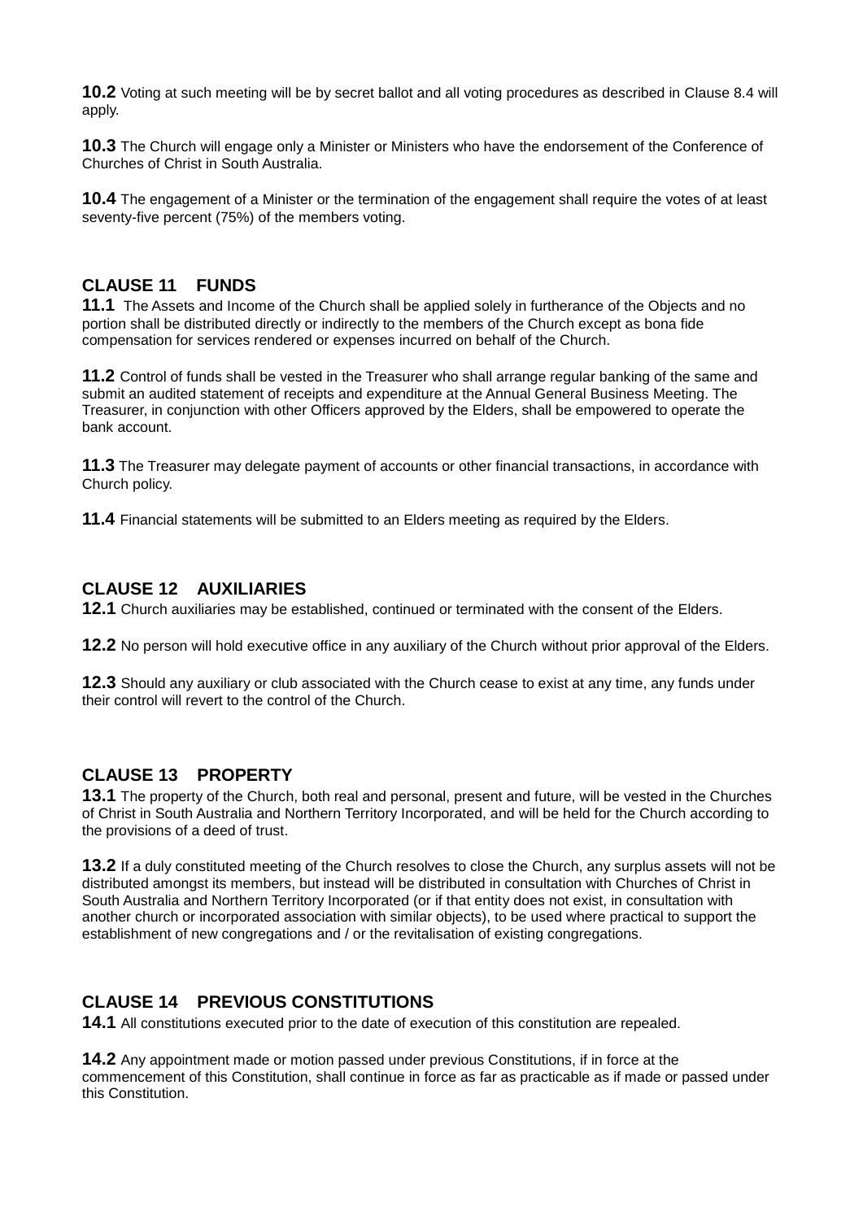**10.2** Voting at such meeting will be by secret ballot and all voting procedures as described in Clause 8.4 will apply.

**10.3** The Church will engage only a Minister or Ministers who have the endorsement of the Conference of Churches of Christ in South Australia.

**10.4** The engagement of a Minister or the termination of the engagement shall require the votes of at least seventy-five percent (75%) of the members voting.

## CLAUSE 11 FUNDS

**11.1** The Assets and Income of the Church shall be applied solely in furtherance of the Objects and no portion shall be distributed directly or indirectly to the members of the Church except as bona fide compensation for services rendered or expenses incurred on behalf of the Church.

**11.2** Control of funds shall be vested in the Treasurer who shall arrange regular banking of the same and submit an audited statement of receipts and expenditure at the Annual General Business Meeting. The Treasurer, in conjunction with other Officers approved by the Elders, shall be empowered to operate the bank account.

**11.3** The Treasurer may delegate payment of accounts or other financial transactions, in accordance with Church policy.

**11.4** Financial statements will be submitted to an Elders meeting as required by the Elders.

## CLAUSE 12 AUXILIARIES

**12.1** Church auxiliaries may be established, continued or terminated with the consent of the Elders.

**12.2** No person will hold executive office in any auxiliary of the Church without prior approval of the Elders.

**12.3** Should any auxiliary or club associated with the Church cease to exist at any time, any funds under their control will revert to the control of the Church.

## CLAUSE 13 PROPERTY

**13.1** The property of the Church, both real and personal, present and future, will be vested in the Churches of Christ in South Australia and Northern Territory Incorporated, and will be held for the Church according to the provisions of a deed of trust.

**13.2** If a duly constituted meeting of the Church resolves to close the Church, any surplus assets will not be distributed amongst its members, but instead will be distributed in consultation with Churches of Christ in South Australia and Northern Territory Incorporated (or if that entity does not exist, in consultation with another church or incorporated association with similar objects), to be used where practical to support the establishment of new congregations and / or the revitalisation of existing congregations.

## CLAUSE 14 PREVIOUS CONSTITUTIONS

**14.1** All constitutions executed prior to the date of execution of this constitution are repealed.

**14.2** Any appointment made or motion passed under previous Constitutions, if in force at the commencement of this Constitution, shall continue in force as far as practicable as if made or passed under this Constitution.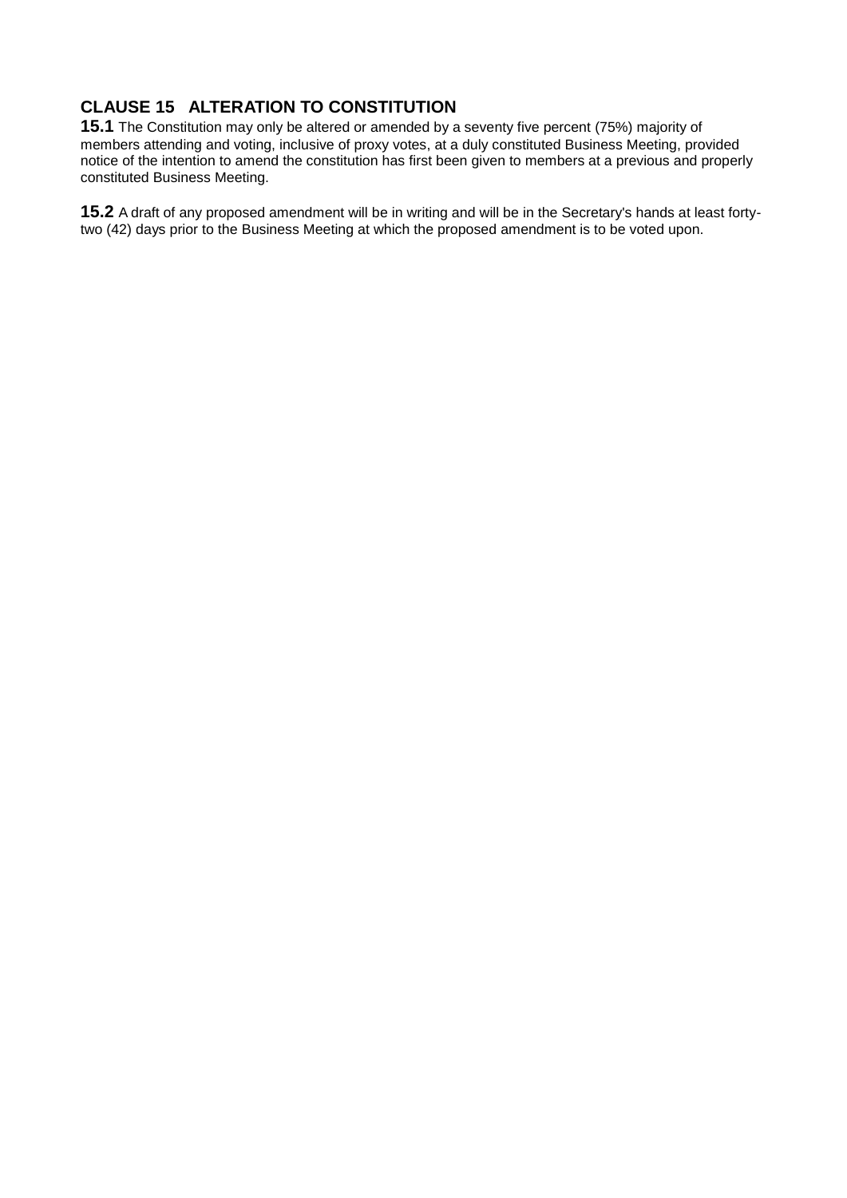## CLAUSE 15 ALTERATION TO CONSTITUTION

**15.1** The Constitution may only be altered or amended by a seventy five percent (75%) majority of members attending and voting, inclusive of proxy votes, at a duly constituted Business Meeting, provided notice of the intention to amend the constitution has first been given to members at a previous and properly constituted Business Meeting.

**15.2** A draft of any proposed amendment will be in writing and will be in the Secretary's hands at least forty-two (42) days prior to the Business Meeting at which the proposed amendment is to be voted upon.